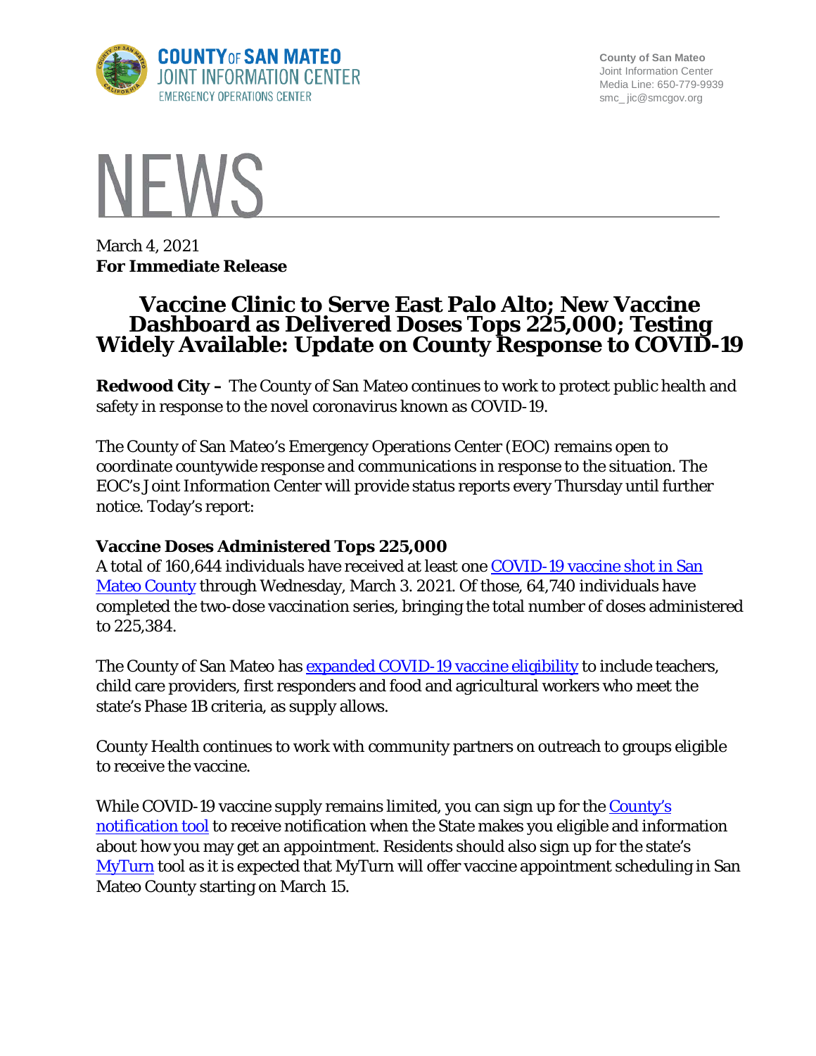County of San Mateo
Joint Information Center
Media Line: 650-779-9939
smc_jic@smcgov.org

# NEWS

March 4, 2021
**For Immediate Release**

# Vaccine Clinic to Serve East Palo Alto; New Vaccine Dashboard as Delivered Doses Tops 225,000; Testing Widely Available: Update on County Response to COVID-19

**Redwood City –** The County of San Mateo continues to work to protect public health and safety in response to the novel coronavirus known as COVID-19.

The County of San Mateo's Emergency Operations Center (EOC) remains open to coordinate countywide response and communications in response to the situation. The EOC's Joint Information Center will provide status reports every Thursday until further notice. Today's report:

**Vaccine Doses Administered Tops 225,000**

A total of 160,644 individuals have received at least one COVID-19 vaccine shot in San Mateo County through Wednesday, March 3. 2021. Of those, 64,740 individuals have completed the two-dose vaccination series, bringing the total number of doses administered to 225,384.

The County of San Mateo has expanded COVID-19 vaccine eligibility to include teachers, child care providers, first responders and food and agricultural workers who meet the state's Phase 1B criteria, as supply allows.

County Health continues to work with community partners on outreach to groups eligible to receive the vaccine.

While COVID-19 vaccine supply remains limited, you can sign up for the County's notification tool to receive notification when the State makes you eligible and information about how you may get an appointment. Residents should also sign up for the state's MyTurn tool as it is expected that MyTurn will offer vaccine appointment scheduling in San Mateo County starting on March 15.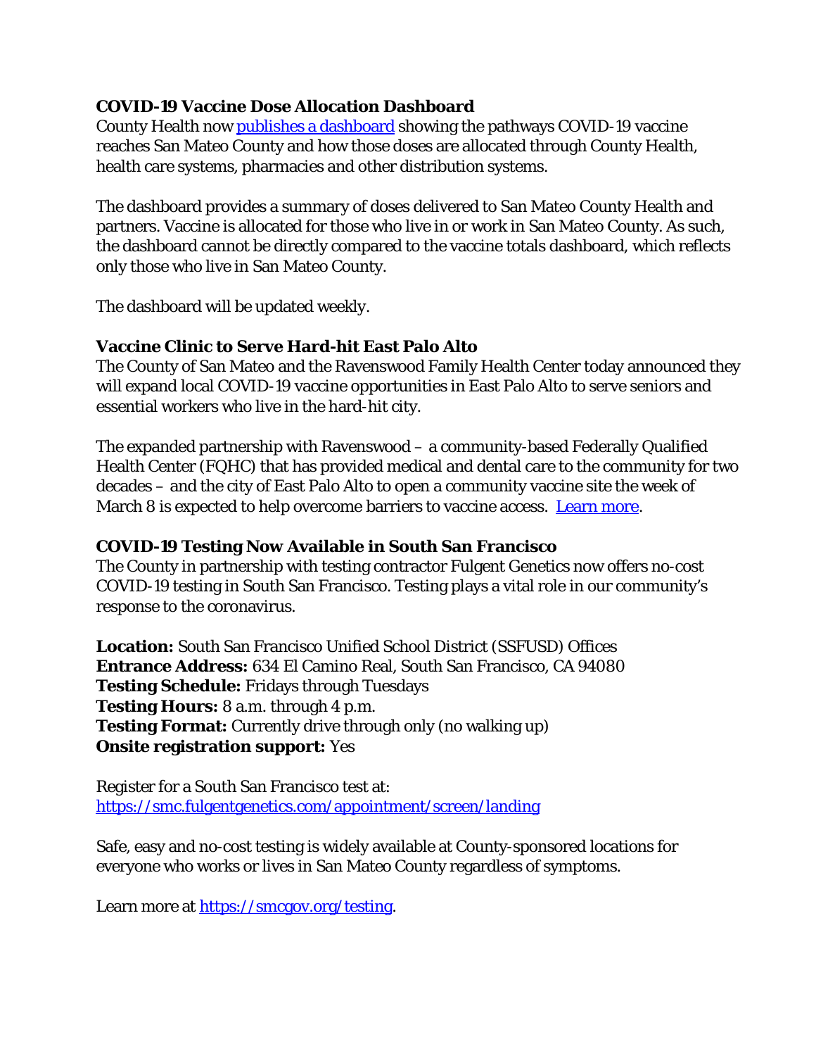**COVID-19 Vaccine Dose Allocation Dashboard**

County Health now publishes a dashboard showing the pathways COVID-19 vaccine reaches San Mateo County and how those doses are allocated through County Health, health care systems, pharmacies and other distribution systems.

The dashboard provides a summary of doses delivered to San Mateo County Health and partners. Vaccine is allocated for those who live in or work in San Mateo County. As such, the dashboard cannot be directly compared to the vaccine totals dashboard, which reflects only those who live in San Mateo County.

The dashboard will be updated weekly.

**Vaccine Clinic to Serve Hard-hit East Palo Alto**

The County of San Mateo and the Ravenswood Family Health Center today announced they will expand local COVID-19 vaccine opportunities in East Palo Alto to serve seniors and essential workers who live in the hard-hit city.

The expanded partnership with Ravenswood – a community-based Federally Qualified Health Center (FQHC) that has provided medical and dental care to the community for two decades – and the city of East Palo Alto to open a community vaccine site the week of March 8 is expected to help overcome barriers to vaccine access. Learn more.

**COVID-19 Testing Now Available in South San Francisco**

The County in partnership with testing contractor Fulgent Genetics now offers no-cost COVID-19 testing in South San Francisco. Testing plays a vital role in our community's response to the coronavirus.

**Location:** South San Francisco Unified School District (SSFUSD) Offices
**Entrance Address:** 634 El Camino Real, South San Francisco, CA 94080
**Testing Schedule:** Fridays through Tuesdays
**Testing Hours:** 8 a.m. through 4 p.m.
**Testing Format:** Currently drive through only (no walking up)
**Onsite registration support:** Yes

Register for a South San Francisco test at:
https://smc.fulgentgenetics.com/appointment/screen/landing

Safe, easy and no-cost testing is widely available at County-sponsored locations for everyone who works or lives in San Mateo County regardless of symptoms.

Learn more at https://smcgov.org/testing.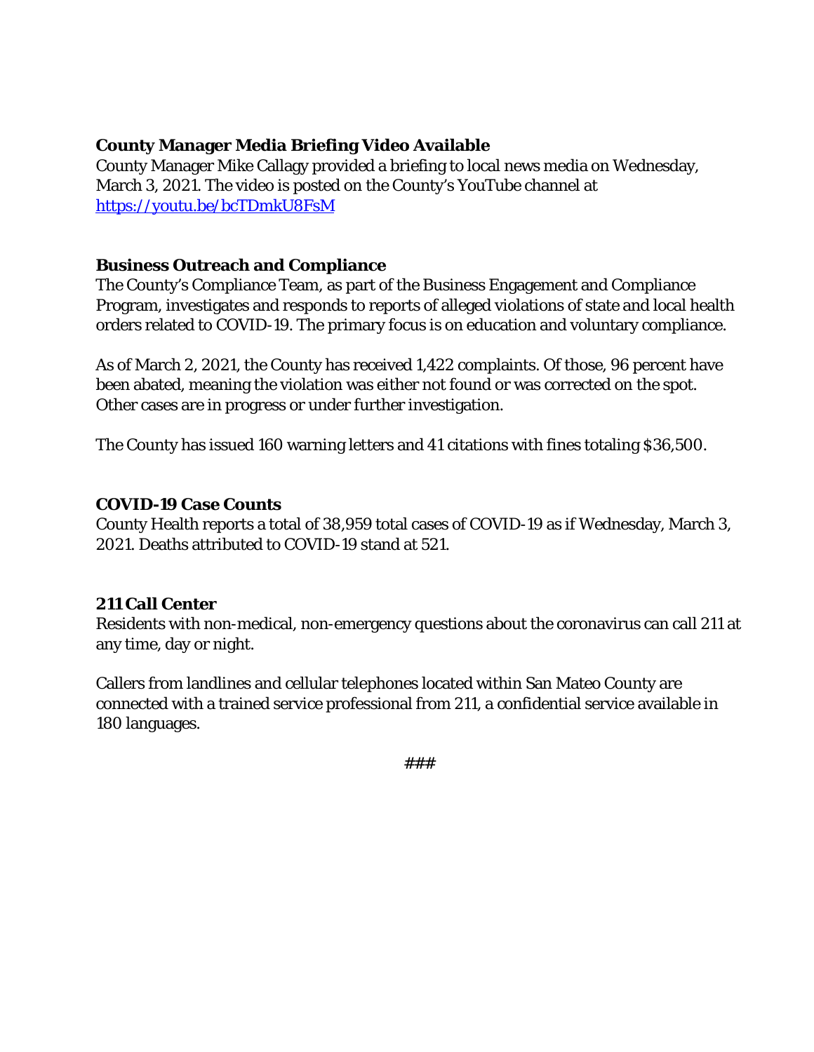**County Manager Media Briefing Video Available**
County Manager Mike Callagy provided a briefing to local news media on Wednesday, March 3, 2021. The video is posted on the County's YouTube channel at [https://youtu.be/bcTDmkU8FsM](https://youtu.be/bcTDmkU8FsM)

**Business Outreach and Compliance**
The County's Compliance Team, as part of the Business Engagement and Compliance Program, investigates and responds to reports of alleged violations of state and local health orders related to COVID-19. The primary focus is on education and voluntary compliance.

As of March 2, 2021, the County has received 1,422 complaints. Of those, 96 percent have been abated, meaning the violation was either not found or was corrected on the spot. Other cases are in progress or under further investigation.

The County has issued 160 warning letters and 41 citations with fines totaling $36,500.

**COVID-19 Case Counts**
County Health reports a total of 38,959 total cases of COVID-19 as if Wednesday, March 3, 2021. Deaths attributed to COVID-19 stand at 521.

**211 Call Center**
Residents with non-medical, non-emergency questions about the coronavirus can call 211 at any time, day or night.

Callers from landlines and cellular telephones located within San Mateo County are connected with a trained service professional from 211, a confidential service available in 180 languages.

###